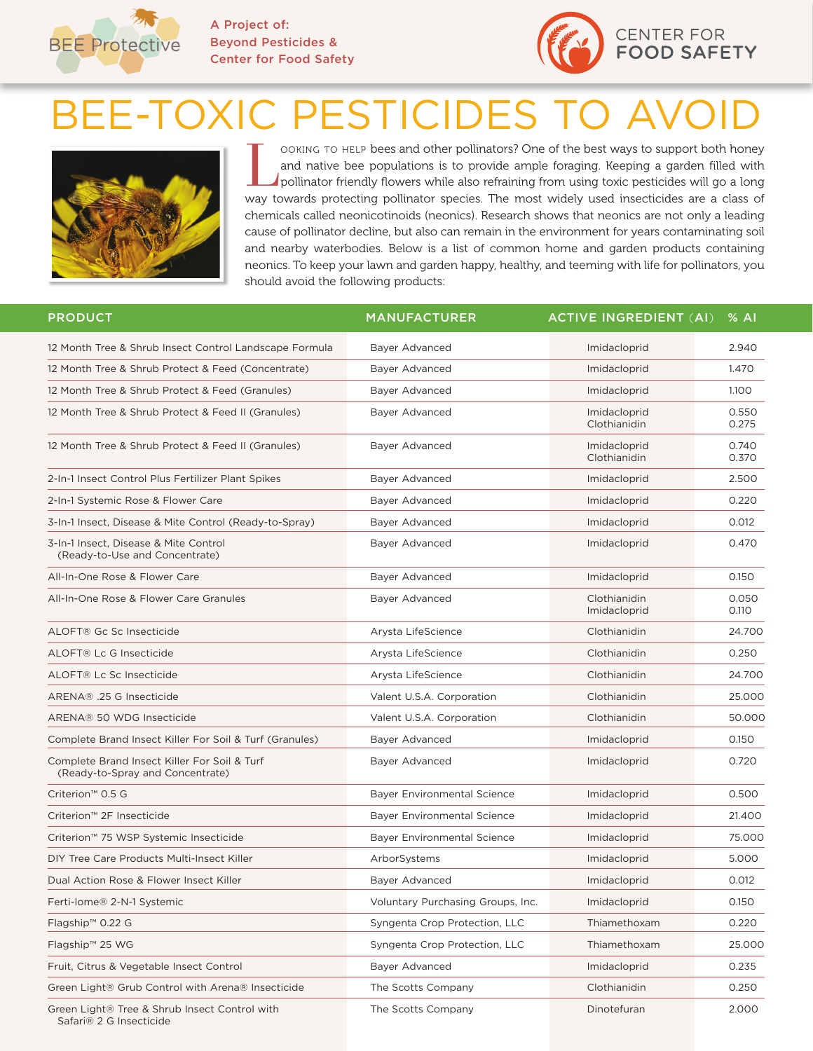BEE Protective

A Project of:
Beyond Pesticides &
Center for Food Safety

CENTER FOR FOOD SAFETY

# BEE-TOXIC PESTICIDES TO AVOID

LOOKING TO HELP bees and other pollinators? One of the best ways to support both honey and native bee populations is to provide ample foraging. Keeping a garden filled with pollinator friendly flowers while also refraining from using toxic pesticides will go a long way towards protecting pollinator species. The most widely used insecticides are a class of chemicals called neonicotinoids (neonics). Research shows that neonics are not only a leading cause of pollinator decline, but also can remain in the environment for years contaminating soil and nearby waterbodies. Below is a list of common home and garden products containing neonics. To keep your lawn and garden happy, healthy, and teeming with life for pollinators, you should avoid the following products:

| PRODUCT | MANUFACTURER | ACTIVE INGREDIENT (AI) | % AI |
|---|---|---|---|
| 12 Month Tree & Shrub Insect Control Landscape Formula | Bayer Advanced | Imidacloprid | 2.940 |
| 12 Month Tree & Shrub Protect & Feed (Concentrate) | Bayer Advanced | Imidacloprid | 1.470 |
| 12 Month Tree & Shrub Protect & Feed (Granules) | Bayer Advanced | Imidacloprid | 1.100 |
| 12 Month Tree & Shrub Protect & Feed II (Granules) | Bayer Advanced | Imidacloprid<br>Clothianidin | 0.550<br>0.275 |
| 12 Month Tree & Shrub Protect & Feed II (Granules) | Bayer Advanced | Imidacloprid<br>Clothianidin | 0.740<br>0.370 |
| 2-In-1 Insect Control Plus Fertilizer Plant Spikes | Bayer Advanced | Imidacloprid | 2.500 |
| 2-In-1 Systemic Rose & Flower Care | Bayer Advanced | Imidacloprid | 0.220 |
| 3-In-1 Insect, Disease & Mite Control (Ready-to-Spray) | Bayer Advanced | Imidacloprid | 0.012 |
| 3-In-1 Insect, Disease & Mite Control (Ready-to-Use and Concentrate) | Bayer Advanced | Imidacloprid | 0.470 |
| All-In-One Rose & Flower Care | Bayer Advanced | Imidacloprid | 0.150 |
| All-In-One Rose & Flower Care Granules | Bayer Advanced | Clothianidin<br>Imidacloprid | 0.050<br>0.110 |
| ALOFT® Gc Sc Insecticide | Arysta LifeScience | Clothianidin | 24.700 |
| ALOFT® Lc G Insecticide | Arysta LifeScience | Clothianidin | 0.250 |
| ALOFT® Lc Sc Insecticide | Arysta LifeScience | Clothianidin | 24.700 |
| ARENA® .25 G Insecticide | Valent U.S.A. Corporation | Clothianidin | 25.000 |
| ARENA® 50 WDG Insecticide | Valent U.S.A. Corporation | Clothianidin | 50.000 |
| Complete Brand Insect Killer For Soil & Turf (Granules) | Bayer Advanced | Imidacloprid | 0.150 |
| Complete Brand Insect Killer For Soil & Turf (Ready-to-Spray and Concentrate) | Bayer Advanced | Imidacloprid | 0.720 |
| Criterion™ 0.5 G | Bayer Environmental Science | Imidacloprid | 0.500 |
| Criterion™ 2F Insecticide | Bayer Environmental Science | Imidacloprid | 21.400 |
| Criterion™ 75 WSP Systemic Insecticide | Bayer Environmental Science | Imidacloprid | 75.000 |
| DIY Tree Care Products Multi-Insect Killer | ArborSystems | Imidacloprid | 5.000 |
| Dual Action Rose & Flower Insect Killer | Bayer Advanced | Imidacloprid | 0.012 |
| Ferti-lome® 2-N-1 Systemic | Voluntary Purchasing Groups, Inc. | Imidacloprid | 0.150 |
| Flagship™ 0.22 G | Syngenta Crop Protection, LLC | Thiamethoxam | 0.220 |
| Flagship™ 25 WG | Syngenta Crop Protection, LLC | Thiamethoxam | 25.000 |
| Fruit, Citrus & Vegetable Insect Control | Bayer Advanced | Imidacloprid | 0.235 |
| Green Light® Grub Control with Arena® Insecticide | The Scotts Company | Clothianidin | 0.250 |
| Green Light® Tree & Shrub Insect Control with Safari® 2 G Insecticide | The Scotts Company | Dinotefuran | 2.000 |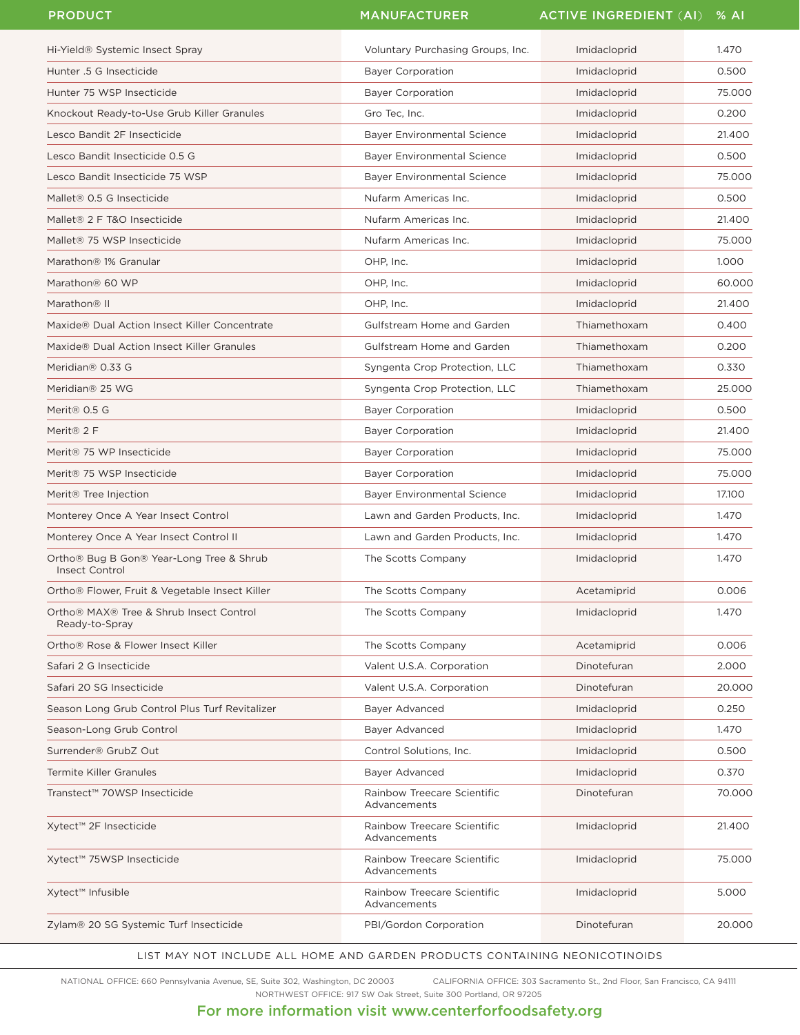| PRODUCT | MANUFACTURER | ACTIVE INGREDIENT (AI) | % AI |
|---|---|---|---|
| Hi-Yield® Systemic Insect Spray | Voluntary Purchasing Groups, Inc. | Imidacloprid | 1.470 |
| Hunter .5 G Insecticide | Bayer Corporation | Imidacloprid | 0.500 |
| Hunter 75 WSP Insecticide | Bayer Corporation | Imidacloprid | 75.000 |
| Knockout Ready-to-Use Grub Killer Granules | Gro Tec, Inc. | Imidacloprid | 0.200 |
| Lesco Bandit 2F Insecticide | Bayer Environmental Science | Imidacloprid | 21.400 |
| Lesco Bandit Insecticide 0.5 G | Bayer Environmental Science | Imidacloprid | 0.500 |
| Lesco Bandit Insecticide 75 WSP | Bayer Environmental Science | Imidacloprid | 75.000 |
| Mallet® 0.5 G Insecticide | Nufarm Americas Inc. | Imidacloprid | 0.500 |
| Mallet® 2 F T&O Insecticide | Nufarm Americas Inc. | Imidacloprid | 21.400 |
| Mallet® 75 WSP Insecticide | Nufarm Americas Inc. | Imidacloprid | 75.000 |
| Marathon® 1% Granular | OHP, Inc. | Imidacloprid | 1.000 |
| Marathon® 60 WP | OHP, Inc. | Imidacloprid | 60.000 |
| Marathon® II | OHP, Inc. | Imidacloprid | 21.400 |
| Maxide® Dual Action Insect Killer Concentrate | Gulfstream Home and Garden | Thiamethoxam | 0.400 |
| Maxide® Dual Action Insect Killer Granules | Gulfstream Home and Garden | Thiamethoxam | 0.200 |
| Meridian® 0.33 G | Syngenta Crop Protection, LLC | Thiamethoxam | 0.330 |
| Meridian® 25 WG | Syngenta Crop Protection, LLC | Thiamethoxam | 25.000 |
| Merit® 0.5 G | Bayer Corporation | Imidacloprid | 0.500 |
| Merit® 2 F | Bayer Corporation | Imidacloprid | 21.400 |
| Merit® 75 WP Insecticide | Bayer Corporation | Imidacloprid | 75.000 |
| Merit® 75 WSP Insecticide | Bayer Corporation | Imidacloprid | 75.000 |
| Merit® Tree Injection | Bayer Environmental Science | Imidacloprid | 17.100 |
| Monterey Once A Year Insect Control | Lawn and Garden Products, Inc. | Imidacloprid | 1.470 |
| Monterey Once A Year Insect Control II | Lawn and Garden Products, Inc. | Imidacloprid | 1.470 |
| Ortho® Bug B Gon® Year-Long Tree & Shrub Insect Control | The Scotts Company | Imidacloprid | 1.470 |
| Ortho® Flower, Fruit & Vegetable Insect Killer | The Scotts Company | Acetamiprid | 0.006 |
| Ortho® MAX® Tree & Shrub Insect Control Ready-to-Spray | The Scotts Company | Imidacloprid | 1.470 |
| Ortho® Rose & Flower Insect Killer | The Scotts Company | Acetamiprid | 0.006 |
| Safari 2 G Insecticide | Valent U.S.A. Corporation | Dinotefuran | 2.000 |
| Safari 20 SG Insecticide | Valent U.S.A. Corporation | Dinotefuran | 20.000 |
| Season Long Grub Control Plus Turf Revitalizer | Bayer Advanced | Imidacloprid | 0.250 |
| Season-Long Grub Control | Bayer Advanced | Imidacloprid | 1.470 |
| Surrender® GrubZ Out | Control Solutions, Inc. | Imidacloprid | 0.500 |
| Termite Killer Granules | Bayer Advanced | Imidacloprid | 0.370 |
| Transtect™ 70WSP Insecticide | Rainbow Treecare Scientific Advancements | Dinotefuran | 70.000 |
| Xytect™ 2F Insecticide | Rainbow Treecare Scientific Advancements | Imidacloprid | 21.400 |
| Xytect™ 75WSP Insecticide | Rainbow Treecare Scientific Advancements | Imidacloprid | 75.000 |
| Xytect™ Infusible | Rainbow Treecare Scientific Advancements | Imidacloprid | 5.000 |
| Zylam® 20 SG Systemic Turf Insecticide | PBI/Gordon Corporation | Dinotefuran | 20.000 |

LIST MAY NOT INCLUDE ALL HOME AND GARDEN PRODUCTS CONTAINING NEONICOTINOIDS

NATIONAL OFFICE: 660 Pennsylvania Avenue, SE, Suite 302, Washington, DC 20003 CALIFORNIA OFFICE: 303 Sacramento St., 2nd Floor, San Francisco, CA 94111
NORTHWEST OFFICE: 917 SW Oak Street, Suite 300 Portland, OR 97205

**For more information visit www.centerforfoodsafety.org**